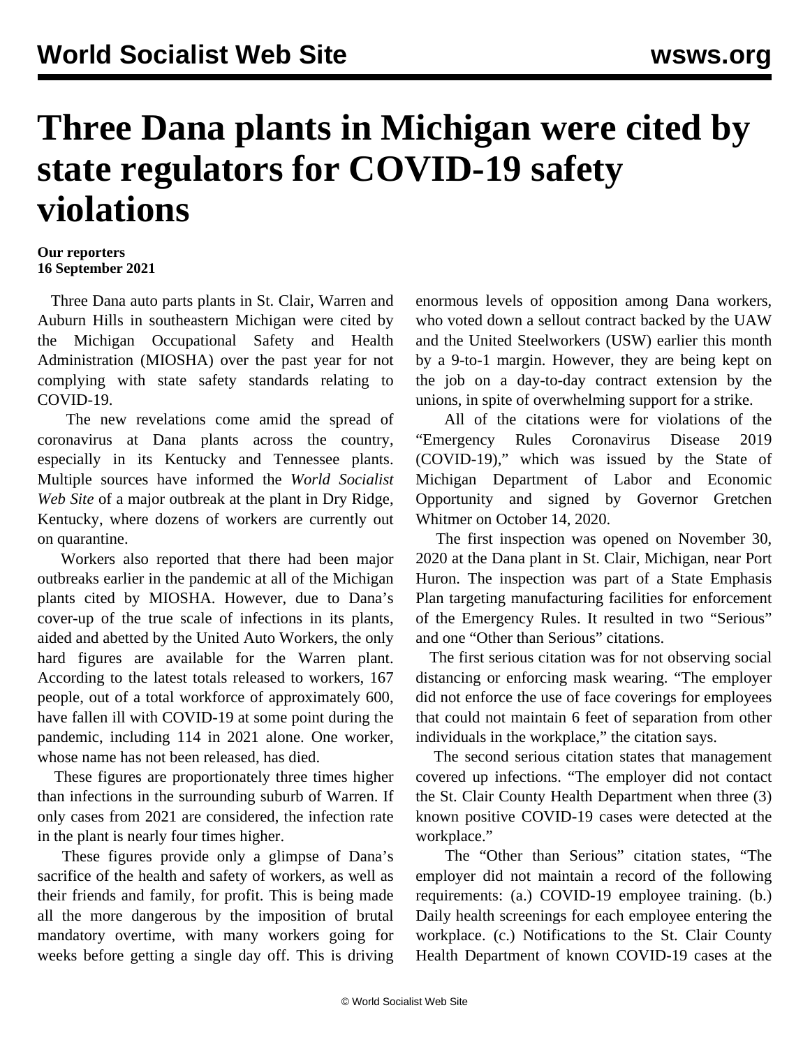# Three Dana plants in Michigan were cited by state regulators for COVID-19 safety violations

**Our reporters**
**16 September 2021**

Three Dana auto parts plants in St. Clair, Warren and Auburn Hills in southeastern Michigan were cited by the Michigan Occupational Safety and Health Administration (MIOSHA) over the past year for not complying with state safety standards relating to COVID-19.

The new revelations come amid the spread of coronavirus at Dana plants across the country, especially in its Kentucky and Tennessee plants. Multiple sources have informed the *World Socialist Web Site* of a major outbreak at the plant in Dry Ridge, Kentucky, where dozens of workers are currently out on quarantine.

Workers also reported that there had been major outbreaks earlier in the pandemic at all of the Michigan plants cited by MIOSHA. However, due to Dana's cover-up of the true scale of infections in its plants, aided and abetted by the United Auto Workers, the only hard figures are available for the Warren plant. According to the latest totals released to workers, 167 people, out of a total workforce of approximately 600, have fallen ill with COVID-19 at some point during the pandemic, including 114 in 2021 alone. One worker, whose name has not been released, has died.

These figures are proportionately three times higher than infections in the surrounding suburb of Warren. If only cases from 2021 are considered, the infection rate in the plant is nearly four times higher.

These figures provide only a glimpse of Dana's sacrifice of the health and safety of workers, as well as their friends and family, for profit. This is being made all the more dangerous by the imposition of brutal mandatory overtime, with many workers going for weeks before getting a single day off. This is driving enormous levels of opposition among Dana workers, who voted down a sellout contract backed by the UAW and the United Steelworkers (USW) earlier this month by a 9-to-1 margin. However, they are being kept on the job on a day-to-day contract extension by the unions, in spite of overwhelming support for a strike.

All of the citations were for violations of the "Emergency Rules Coronavirus Disease 2019 (COVID-19)," which was issued by the State of Michigan Department of Labor and Economic Opportunity and signed by Governor Gretchen Whitmer on October 14, 2020.

The first inspection was opened on November 30, 2020 at the Dana plant in St. Clair, Michigan, near Port Huron. The inspection was part of a State Emphasis Plan targeting manufacturing facilities for enforcement of the Emergency Rules. It resulted in two "Serious" and one "Other than Serious" citations.

The first serious citation was for not observing social distancing or enforcing mask wearing. "The employer did not enforce the use of face coverings for employees that could not maintain 6 feet of separation from other individuals in the workplace," the citation says.

The second serious citation states that management covered up infections. "The employer did not contact the St. Clair County Health Department when three (3) known positive COVID-19 cases were detected at the workplace."

The "Other than Serious" citation states, "The employer did not maintain a record of the following requirements: (a.) COVID-19 employee training. (b.) Daily health screenings for each employee entering the workplace. (c.) Notifications to the St. Clair County Health Department of known COVID-19 cases at the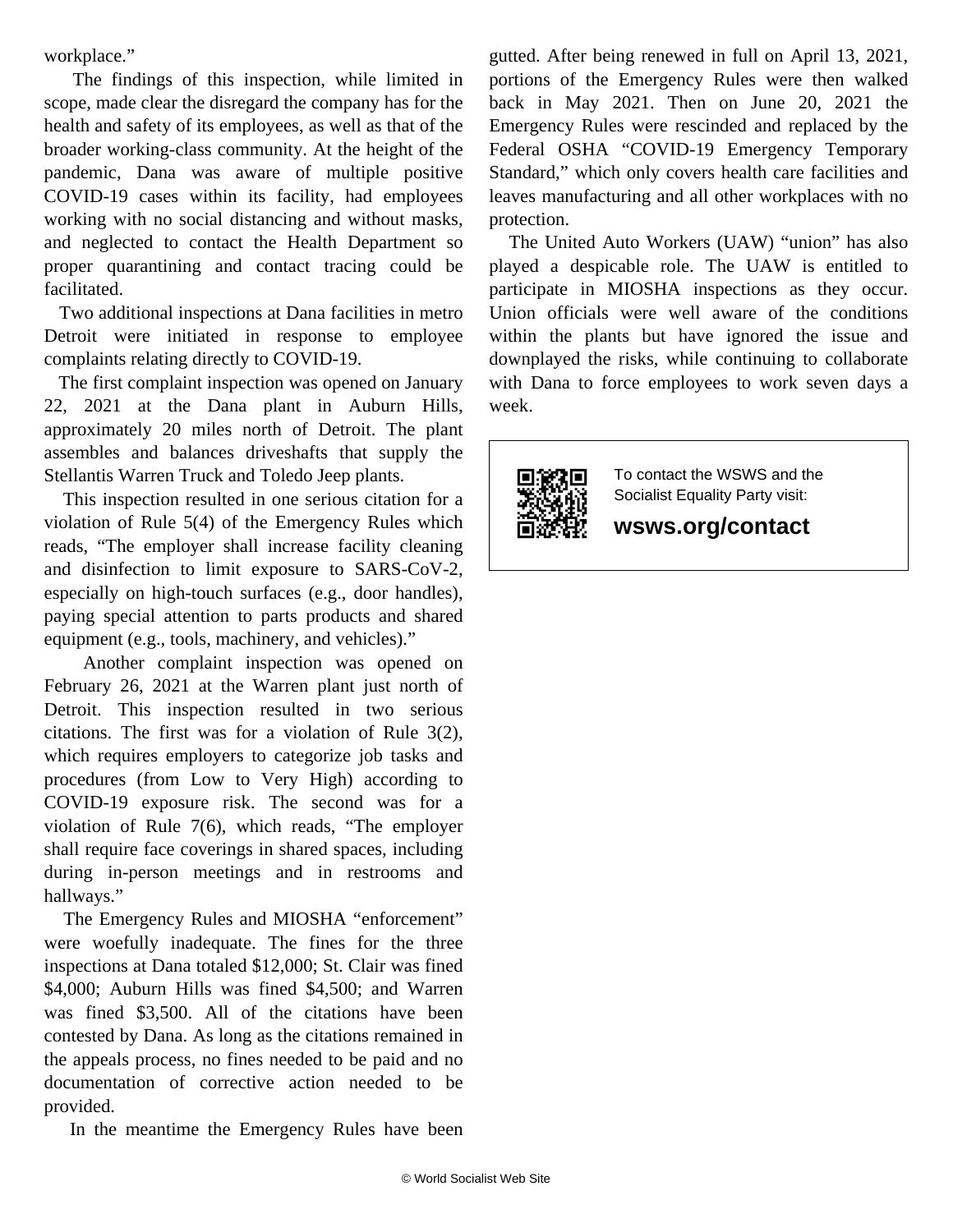workplace."

The findings of this inspection, while limited in scope, made clear the disregard the company has for the health and safety of its employees, as well as that of the broader working-class community. At the height of the pandemic, Dana was aware of multiple positive COVID-19 cases within its facility, had employees working with no social distancing and without masks, and neglected to contact the Health Department so proper quarantining and contact tracing could be facilitated.

Two additional inspections at Dana facilities in metro Detroit were initiated in response to employee complaints relating directly to COVID-19.

The first complaint inspection was opened on January 22, 2021 at the Dana plant in Auburn Hills, approximately 20 miles north of Detroit. The plant assembles and balances driveshafts that supply the Stellantis Warren Truck and Toledo Jeep plants.

This inspection resulted in one serious citation for a violation of Rule 5(4) of the Emergency Rules which reads, "The employer shall increase facility cleaning and disinfection to limit exposure to SARS-CoV-2, especially on high-touch surfaces (e.g., door handles), paying special attention to parts products and shared equipment (e.g., tools, machinery, and vehicles)."

Another complaint inspection was opened on February 26, 2021 at the Warren plant just north of Detroit. This inspection resulted in two serious citations. The first was for a violation of Rule 3(2), which requires employers to categorize job tasks and procedures (from Low to Very High) according to COVID-19 exposure risk. The second was for a violation of Rule 7(6), which reads, "The employer shall require face coverings in shared spaces, including during in-person meetings and in restrooms and hallways."

The Emergency Rules and MIOSHA "enforcement" were woefully inadequate. The fines for the three inspections at Dana totaled $12,000; St. Clair was fined $4,000; Auburn Hills was fined $4,500; and Warren was fined $3,500. All of the citations have been contested by Dana. As long as the citations remained in the appeals process, no fines needed to be paid and no documentation of corrective action needed to be provided.

In the meantime the Emergency Rules have been gutted. After being renewed in full on April 13, 2021, portions of the Emergency Rules were then walked back in May 2021. Then on June 20, 2021 the Emergency Rules were rescinded and replaced by the Federal OSHA "COVID-19 Emergency Temporary Standard," which only covers health care facilities and leaves manufacturing and all other workplaces with no protection.

The United Auto Workers (UAW) "union" has also played a despicable role. The UAW is entitled to participate in MIOSHA inspections as they occur. Union officials were well aware of the conditions within the plants but have ignored the issue and downplayed the risks, while continuing to collaborate with Dana to force employees to work seven days a week.

To contact the WSWS and the Socialist Equality Party visit:

**wsws.org/contact**